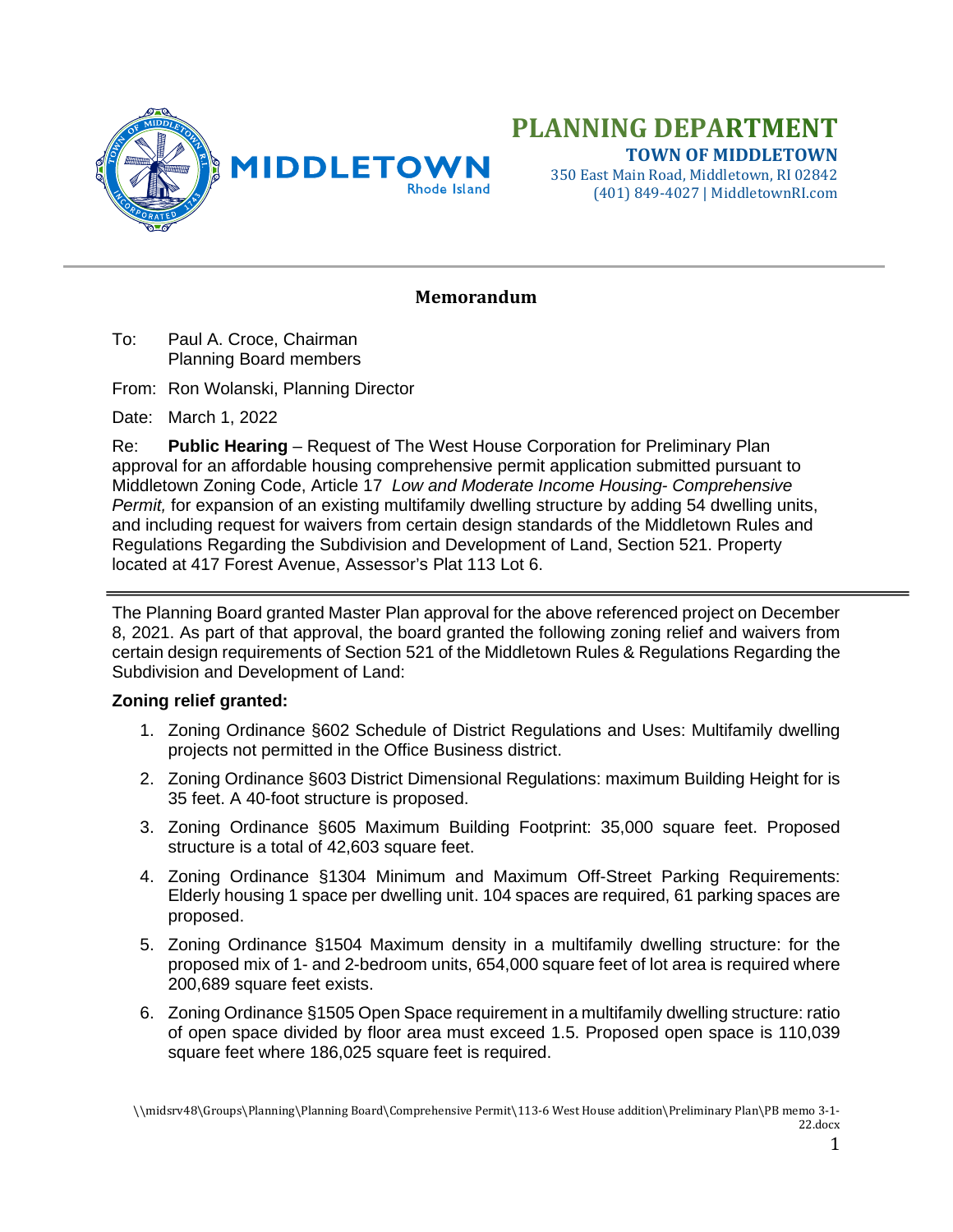# PLANNING DEPARTMENT

**TOWN OF MIDDLETOWN**

350 East Main Road, Middletown, RI 02842
(401) 849-4027 | MiddletownRI.com

## Memorandum

To: Paul A. Croce, Chairman
Planning Board members

From: Ron Wolanski, Planning Director

Date: March 1, 2022

Re: **Public Hearing** – Request of The West House Corporation for Preliminary Plan approval for an affordable housing comprehensive permit application submitted pursuant to Middletown Zoning Code, Article 17 *Low and Moderate Income Housing- Comprehensive Permit,* for expansion of an existing multifamily dwelling structure by adding 54 dwelling units, and including request for waivers from certain design standards of the Middletown Rules and Regulations Regarding the Subdivision and Development of Land, Section 521. Property located at 417 Forest Avenue, Assessor's Plat 113 Lot 6.

---

The Planning Board granted Master Plan approval for the above referenced project on December 8, 2021. As part of that approval, the board granted the following zoning relief and waivers from certain design requirements of Section 521 of the Middletown Rules & Regulations Regarding the Subdivision and Development of Land:

**Zoning relief granted:**

1. Zoning Ordinance §602 Schedule of District Regulations and Uses: Multifamily dwelling projects not permitted in the Office Business district.
2. Zoning Ordinance §603 District Dimensional Regulations: maximum Building Height for is 35 feet. A 40-foot structure is proposed.
3. Zoning Ordinance §605 Maximum Building Footprint: 35,000 square feet. Proposed structure is a total of 42,603 square feet.
4. Zoning Ordinance §1304 Minimum and Maximum Off-Street Parking Requirements: Elderly housing 1 space per dwelling unit. 104 spaces are required, 61 parking spaces are proposed.
5. Zoning Ordinance §1504 Maximum density in a multifamily dwelling structure: for the proposed mix of 1- and 2-bedroom units, 654,000 square feet of lot area is required where 200,689 square feet exists.
6. Zoning Ordinance §1505 Open Space requirement in a multifamily dwelling structure: ratio of open space divided by floor area must exceed 1.5. Proposed open space is 110,039 square feet where 186,025 square feet is required.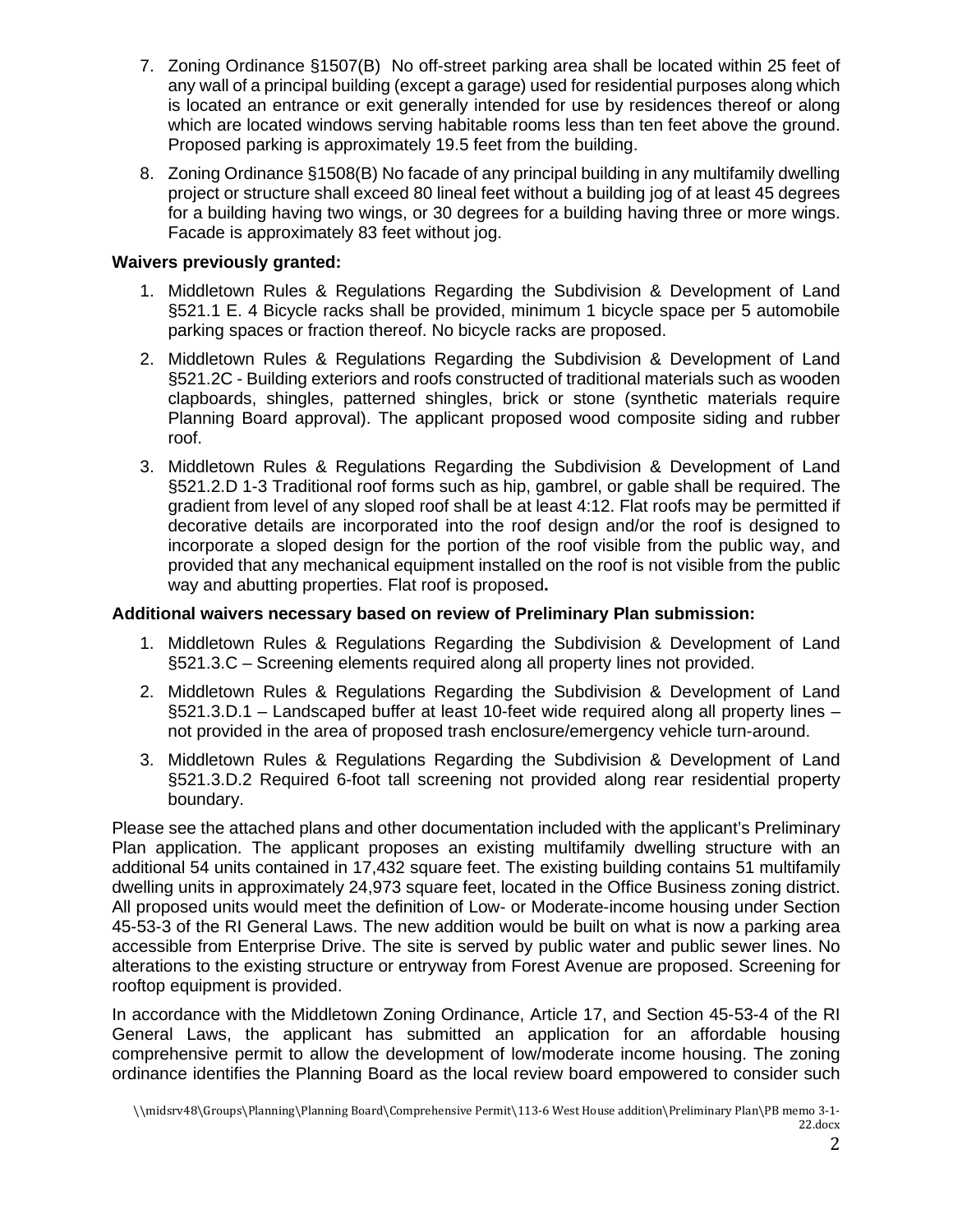7. Zoning Ordinance §1507(B) No off-street parking area shall be located within 25 feet of any wall of a principal building (except a garage) used for residential purposes along which is located an entrance or exit generally intended for use by residences thereof or along which are located windows serving habitable rooms less than ten feet above the ground. Proposed parking is approximately 19.5 feet from the building.

8. Zoning Ordinance §1508(B) No facade of any principal building in any multifamily dwelling project or structure shall exceed 80 lineal feet without a building jog of at least 45 degrees for a building having two wings, or 30 degrees for a building having three or more wings. Facade is approximately 83 feet without jog.

**Waivers previously granted:**

1. Middletown Rules & Regulations Regarding the Subdivision & Development of Land §521.1 E. 4 Bicycle racks shall be provided, minimum 1 bicycle space per 5 automobile parking spaces or fraction thereof. No bicycle racks are proposed.

2. Middletown Rules & Regulations Regarding the Subdivision & Development of Land §521.2C - Building exteriors and roofs constructed of traditional materials such as wooden clapboards, shingles, patterned shingles, brick or stone (synthetic materials require Planning Board approval). The applicant proposed wood composite siding and rubber roof.

3. Middletown Rules & Regulations Regarding the Subdivision & Development of Land §521.2.D 1-3 Traditional roof forms such as hip, gambrel, or gable shall be required. The gradient from level of any sloped roof shall be at least 4:12. Flat roofs may be permitted if decorative details are incorporated into the roof design and/or the roof is designed to incorporate a sloped design for the portion of the roof visible from the public way, and provided that any mechanical equipment installed on the roof is not visible from the public way and abutting properties. Flat roof is proposed**.**

**Additional waivers necessary based on review of Preliminary Plan submission:**

1. Middletown Rules & Regulations Regarding the Subdivision & Development of Land §521.3.C – Screening elements required along all property lines not provided.

2. Middletown Rules & Regulations Regarding the Subdivision & Development of Land §521.3.D.1 – Landscaped buffer at least 10-feet wide required along all property lines – not provided in the area of proposed trash enclosure/emergency vehicle turn-around.

3. Middletown Rules & Regulations Regarding the Subdivision & Development of Land §521.3.D.2 Required 6-foot tall screening not provided along rear residential property boundary.

Please see the attached plans and other documentation included with the applicant's Preliminary Plan application. The applicant proposes an existing multifamily dwelling structure with an additional 54 units contained in 17,432 square feet. The existing building contains 51 multifamily dwelling units in approximately 24,973 square feet, located in the Office Business zoning district. All proposed units would meet the definition of Low- or Moderate-income housing under Section 45-53-3 of the RI General Laws. The new addition would be built on what is now a parking area accessible from Enterprise Drive. The site is served by public water and public sewer lines. No alterations to the existing structure or entryway from Forest Avenue are proposed. Screening for rooftop equipment is provided.

In accordance with the Middletown Zoning Ordinance, Article 17, and Section 45-53-4 of the RI General Laws, the applicant has submitted an application for an affordable housing comprehensive permit to allow the development of low/moderate income housing. The zoning ordinance identifies the Planning Board as the local review board empowered to consider such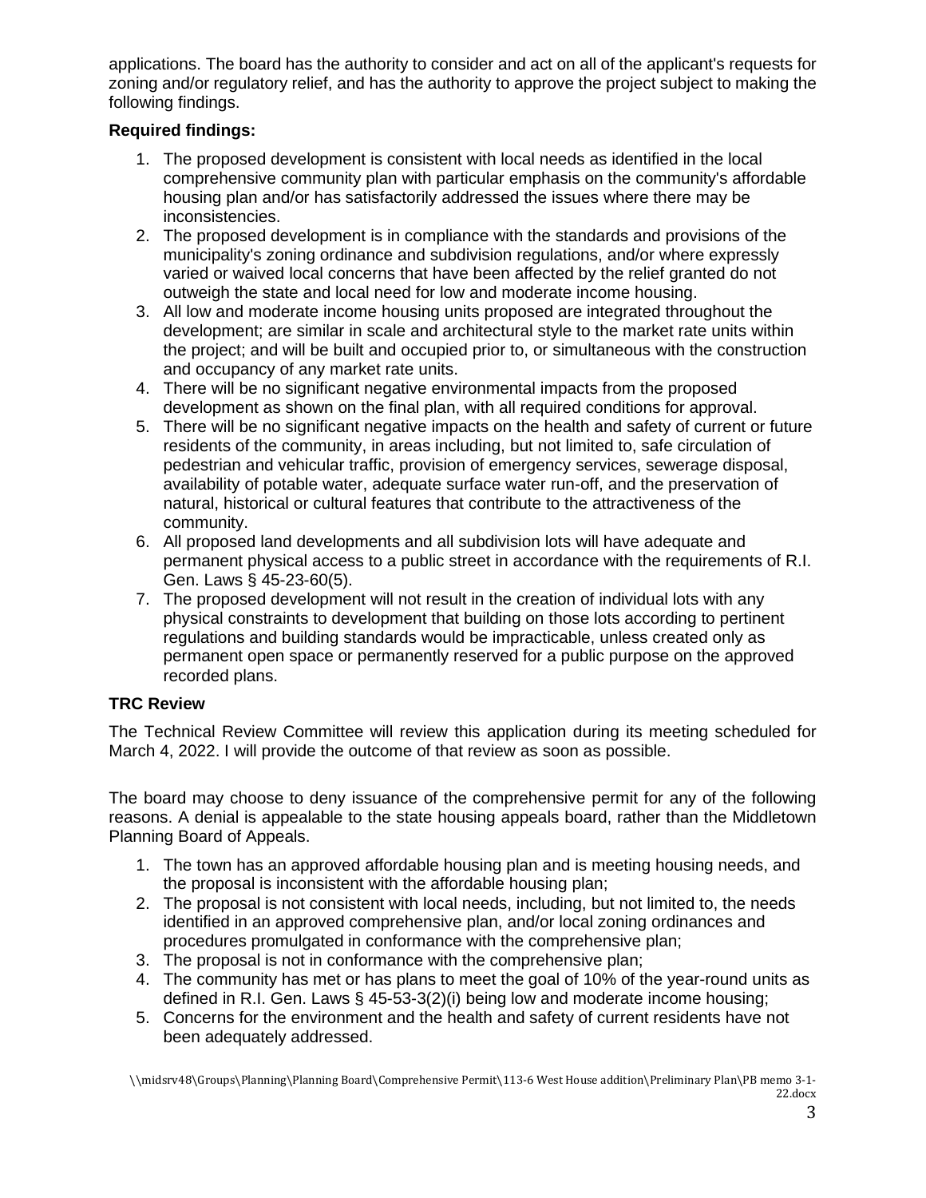applications. The board has the authority to consider and act on all of the applicant's requests for zoning and/or regulatory relief, and has the authority to approve the project subject to making the following findings.

**Required findings:**

1. The proposed development is consistent with local needs as identified in the local comprehensive community plan with particular emphasis on the community's affordable housing plan and/or has satisfactorily addressed the issues where there may be inconsistencies.
2. The proposed development is in compliance with the standards and provisions of the municipality's zoning ordinance and subdivision regulations, and/or where expressly varied or waived local concerns that have been affected by the relief granted do not outweigh the state and local need for low and moderate income housing.
3. All low and moderate income housing units proposed are integrated throughout the development; are similar in scale and architectural style to the market rate units within the project; and will be built and occupied prior to, or simultaneous with the construction and occupancy of any market rate units.
4. There will be no significant negative environmental impacts from the proposed development as shown on the final plan, with all required conditions for approval.
5. There will be no significant negative impacts on the health and safety of current or future residents of the community, in areas including, but not limited to, safe circulation of pedestrian and vehicular traffic, provision of emergency services, sewerage disposal, availability of potable water, adequate surface water run-off, and the preservation of natural, historical or cultural features that contribute to the attractiveness of the community.
6. All proposed land developments and all subdivision lots will have adequate and permanent physical access to a public street in accordance with the requirements of R.I. Gen. Laws § 45-23-60(5).
7. The proposed development will not result in the creation of individual lots with any physical constraints to development that building on those lots according to pertinent regulations and building standards would be impracticable, unless created only as permanent open space or permanently reserved for a public purpose on the approved recorded plans.

**TRC Review**

The Technical Review Committee will review this application during its meeting scheduled for March 4, 2022. I will provide the outcome of that review as soon as possible.

The board may choose to deny issuance of the comprehensive permit for any of the following reasons. A denial is appealable to the state housing appeals board, rather than the Middletown Planning Board of Appeals.

1. The town has an approved affordable housing plan and is meeting housing needs, and the proposal is inconsistent with the affordable housing plan;
2. The proposal is not consistent with local needs, including, but not limited to, the needs identified in an approved comprehensive plan, and/or local zoning ordinances and procedures promulgated in conformance with the comprehensive plan;
3. The proposal is not in conformance with the comprehensive plan;
4. The community has met or has plans to meet the goal of 10% of the year-round units as defined in R.I. Gen. Laws § 45-53-3(2)(i) being low and moderate income housing;
5. Concerns for the environment and the health and safety of current residents have not been adequately addressed.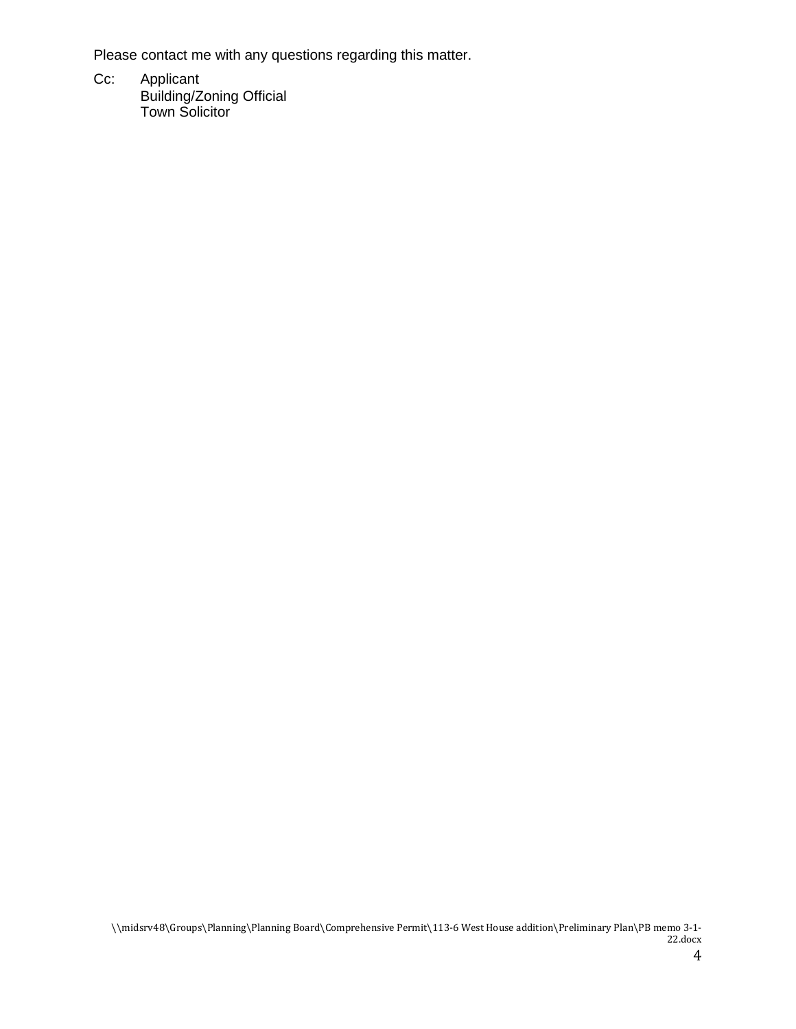Please contact me with any questions regarding this matter.

Cc: Applicant
Building/Zoning Official
Town Solicitor

\\midsrv48\Groups\Planning\Planning Board\Comprehensive Permit\113-6 West House addition\Preliminary Plan\PB memo 3-1-22.docx